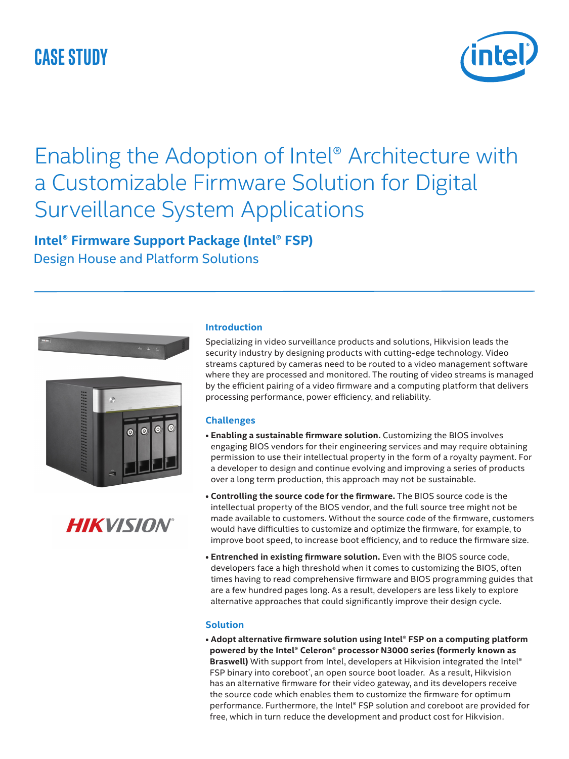CASE STUDY

# Enabling the Adoption of Intel® Architecture with a Customizable Firmware Solution for Digital Surveillance System Applications

**Intel® Firmware Support Package (Intel® FSP)**

Design House and Platform Solutions

HIKVISION®

## Introduction

Specializing in video surveillance products and solutions, Hikvision leads the security industry by designing products with cutting-edge technology. Video streams captured by cameras need to be routed to a video management software where they are processed and monitored. The routing of video streams is managed by the efficient pairing of a video firmware and a computing platform that delivers processing performance, power efficiency, and reliability.

## Challenges

- **Enabling a sustainable firmware solution.** Customizing the BIOS involves engaging BIOS vendors for their engineering services and may require obtaining permission to use their intellectual property in the form of a royalty payment. For a developer to design and continue evolving and improving a series of products over a long term production, this approach may not be sustainable.
- **Controlling the source code for the firmware.** The BIOS source code is the intellectual property of the BIOS vendor, and the full source tree might not be made available to customers. Without the source code of the firmware, customers would have difficulties to customize and optimize the firmware, for example, to improve boot speed, to increase boot efficiency, and to reduce the firmware size.
- **Entrenched in existing firmware solution.** Even with the BIOS source code, developers face a high threshold when it comes to customizing the BIOS, often times having to read comprehensive firmware and BIOS programming guides that are a few hundred pages long. As a result, developers are less likely to explore alternative approaches that could significantly improve their design cycle.

## Solution

- **Adopt alternative firmware solution using Intel® FSP on a computing platform powered by the Intel® Celeron® processor N3000 series (formerly known as Braswell)** With support from Intel, developers at Hikvision integrated the Intel® FSP binary into coreboot*, an open source boot loader. As a result, Hikvision has an alternative firmware for their video gateway, and its developers receive the source code which enables them to customize the firmware for optimum performance. Furthermore, the Intel® FSP solution and coreboot are provided for free, which in turn reduce the development and product cost for Hikvision.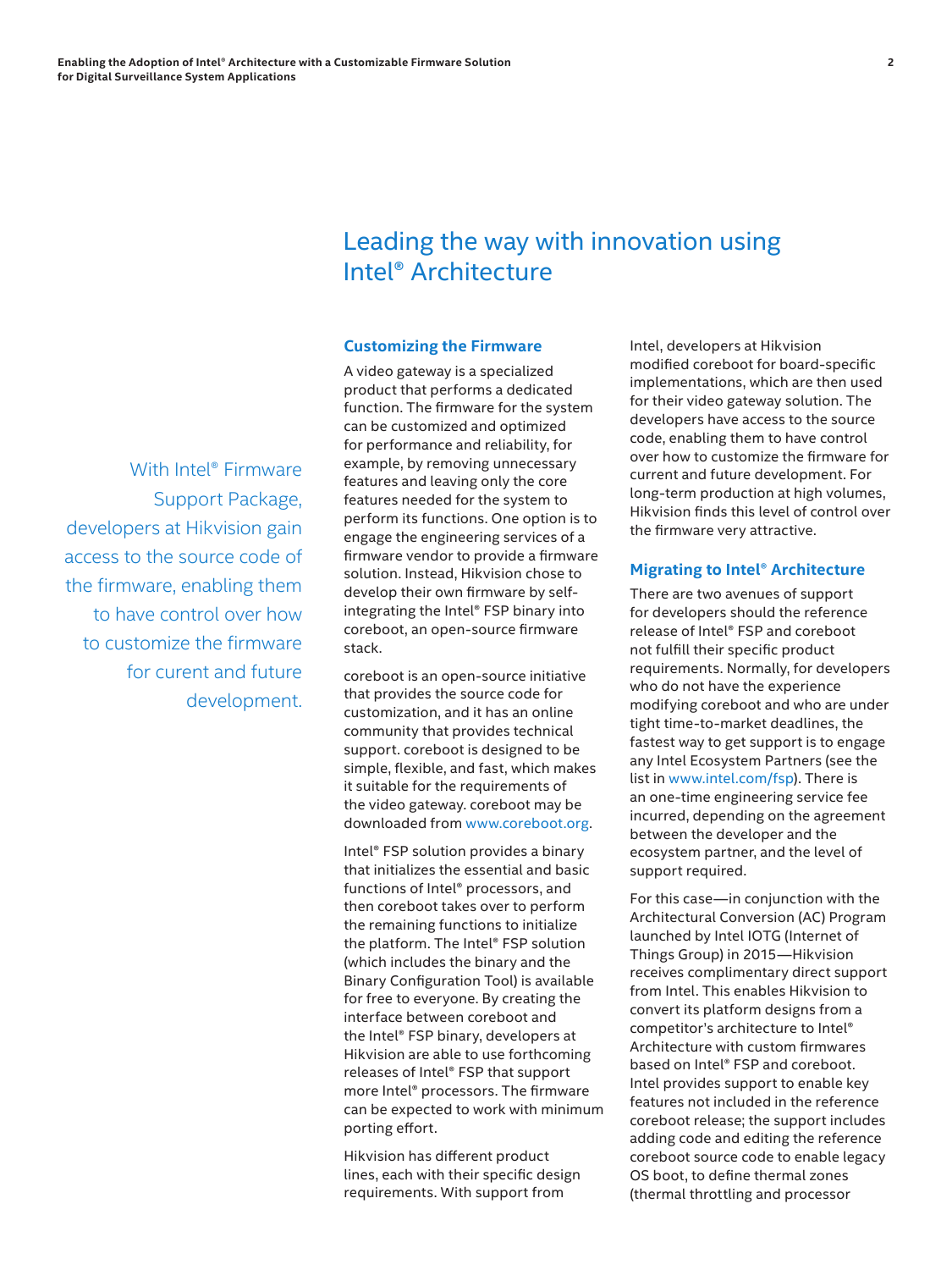# Leading the way with innovation using Intel® Architecture

> With Intel® Firmware Support Package, developers at Hikvision gain access to the source code of the firmware, enabling them to have control over how to customize the firmware for curent and future development.

### Customizing the Firmware

A video gateway is a specialized product that performs a dedicated function. The firmware for the system can be customized and optimized for performance and reliability, for example, by removing unnecessary features and leaving only the core features needed for the system to perform its functions. One option is to engage the engineering services of a firmware vendor to provide a firmware solution. Instead, Hikvision chose to develop their own firmware by self-integrating the Intel® FSP binary into coreboot, an open-source firmware stack.

coreboot is an open-source initiative that provides the source code for customization, and it has an online community that provides technical support. coreboot is designed to be simple, flexible, and fast, which makes it suitable for the requirements of the video gateway. coreboot may be downloaded from www.coreboot.org.

Intel® FSP solution provides a binary that initializes the essential and basic functions of Intel® processors, and then coreboot takes over to perform the remaining functions to initialize the platform. The Intel® FSP solution (which includes the binary and the Binary Configuration Tool) is available for free to everyone. By creating the interface between coreboot and the Intel® FSP binary, developers at Hikvision are able to use forthcoming releases of Intel® FSP that support more Intel® processors. The firmware can be expected to work with minimum porting effort.

Hikvision has different product lines, each with their specific design requirements. With support from Intel, developers at Hikvision modified coreboot for board-specific implementations, which are then used for their video gateway solution. The developers have access to the source code, enabling them to have control over how to customize the firmware for current and future development. For long-term production at high volumes, Hikvision finds this level of control over the firmware very attractive.

### Migrating to Intel® Architecture

There are two avenues of support for developers should the reference release of Intel® FSP and coreboot not fulfill their specific product requirements. Normally, for developers who do not have the experience modifying coreboot and who are under tight time-to-market deadlines, the fastest way to get support is to engage any Intel Ecosystem Partners (see the list in www.intel.com/fsp). There is an one-time engineering service fee incurred, depending on the agreement between the developer and the ecosystem partner, and the level of support required.

For this case—in conjunction with the Architectural Conversion (AC) Program launched by Intel IOTG (Internet of Things Group) in 2015—Hikvision receives complimentary direct support from Intel. This enables Hikvision to convert its platform designs from a competitor's architecture to Intel® Architecture with custom firmwares based on Intel® FSP and coreboot. Intel provides support to enable key features not included in the reference coreboot release; the support includes adding code and editing the reference coreboot source code to enable legacy OS boot, to define thermal zones (thermal throttling and processor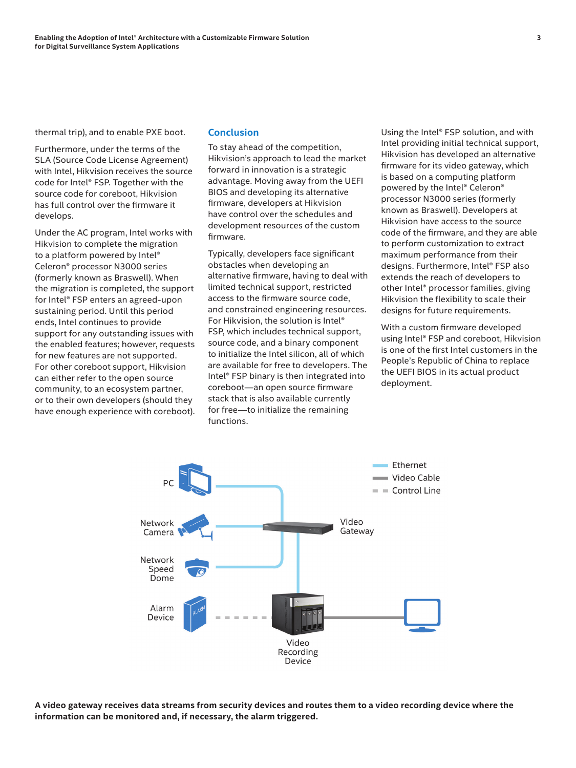thermal trip), and to enable PXE boot.

Furthermore, under the terms of the SLA (Source Code License Agreement) with Intel, Hikvision receives the source code for Intel® FSP. Together with the source code for coreboot, Hikvision has full control over the firmware it develops.

Under the AC program, Intel works with Hikvision to complete the migration to a platform powered by Intel® Celeron® processor N3000 series (formerly known as Braswell). When the migration is completed, the support for Intel® FSP enters an agreed-upon sustaining period. Until this period ends, Intel continues to provide support for any outstanding issues with the enabled features; however, requests for new features are not supported. For other coreboot support, Hikvision can either refer to the open source community, to an ecosystem partner, or to their own developers (should they have enough experience with coreboot).

## Conclusion

To stay ahead of the competition, Hikvision's approach to lead the market forward in innovation is a strategic advantage. Moving away from the UEFI BIOS and developing its alternative firmware, developers at Hikvision have control over the schedules and development resources of the custom firmware.

Typically, developers face significant obstacles when developing an alternative firmware, having to deal with limited technical support, restricted access to the firmware source code, and constrained engineering resources. For Hikvision, the solution is Intel® FSP, which includes technical support, source code, and a binary component to initialize the Intel silicon, all of which are available for free to developers. The Intel® FSP binary is then integrated into coreboot—an open source firmware stack that is also available currently for free—to initialize the remaining functions.

Using the Intel® FSP solution, and with Intel providing initial technical support, Hikvision has developed an alternative firmware for its video gateway, which is based on a computing platform powered by the Intel® Celeron® processor N3000 series (formerly known as Braswell). Developers at Hikvision have access to the source code of the firmware, and they are able to perform customization to extract maximum performance from their designs. Furthermore, Intel® FSP also extends the reach of developers to other Intel® processor families, giving Hikvision the flexibility to scale their designs for future requirements.

With a custom firmware developed using Intel® FSP and coreboot, Hikvision is one of the first Intel customers in the People's Republic of China to replace the UEFI BIOS in its actual product deployment.

**A video gateway receives data streams from security devices and routes them to a video recording device where the information can be monitored and, if necessary, the alarm triggered.**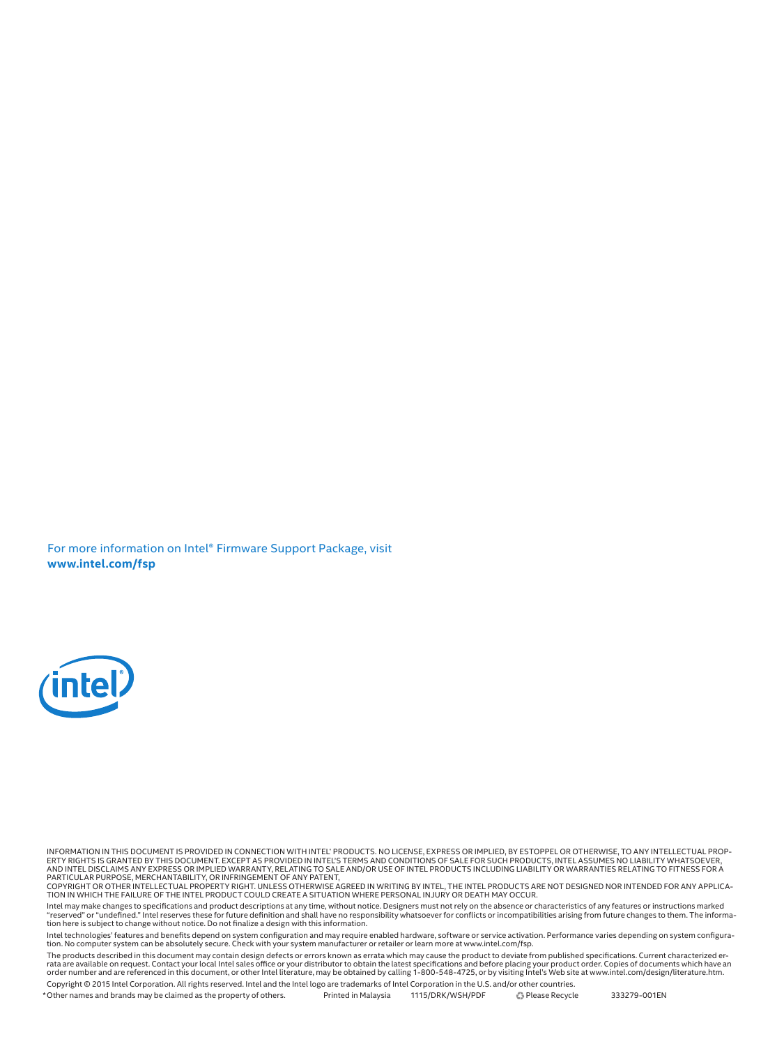For more information on Intel® Firmware Support Package, visit
**www.intel.com/fsp**

INFORMATION IN THIS DOCUMENT IS PROVIDED IN CONNECTION WITH INTEL' PRODUCTS. NO LICENSE, EXPRESS OR IMPLIED, BY ESTOPPEL OR OTHERWISE, TO ANY INTELLECTUAL PROPERTY RIGHTS IS GRANTED BY THIS DOCUMENT. EXCEPT AS PROVIDED IN INTEL'S TERMS AND CONDITIONS OF SALE FOR SUCH PRODUCTS, INTEL ASSUMES NO LIABILITY WHATSOEVER, AND INTEL DISCLAIMS ANY EXPRESS OR IMPLIED WARRANTY, RELATING TO SALE AND/OR USE OF INTEL PRODUCTS INCLUDING LIABILITY OR WARRANTIES RELATING TO FITNESS FOR A PARTICULAR PURPOSE, MERCHANTABILITY, OR INFRINGEMENT OF ANY PATENT, COPYRIGHT OR OTHER INTELLECTUAL PROPERTY RIGHT. UNLESS OTHERWISE AGREED IN WRITING BY INTEL, THE INTEL PRODUCTS ARE NOT DESIGNED NOR INTENDED FOR ANY APPLICATION IN WHICH THE FAILURE OF THE INTEL PRODUCT COULD CREATE A SITUATION WHERE PERSONAL INJURY OR DEATH MAY OCCUR.

Intel may make changes to specifications and product descriptions at any time, without notice. Designers must not rely on the absence or characteristics of any features or instructions marked "reserved" or "undefined." Intel reserves these for future definition and shall have no responsibility whatsoever for conflicts or incompatibilities arising from future changes to them. The information here is subject to change without notice. Do not finalize a design with this information.

Intel technologies' features and benefits depend on system configuration and may require enabled hardware, software or service activation. Performance varies depending on system configuration. No computer system can be absolutely secure. Check with your system manufacturer or retailer or learn more at www.intel.com/fsp.

The products described in this document may contain design defects or errors known as errata which may cause the product to deviate from published specifications. Current characterized errata are available on request. Contact your local Intel sales office or your distributor to obtain the latest specifications and before placing your product order. Copies of documents which have an order number and are referenced in this document, or other Intel literature, may be obtained by calling 1-800-548-4725, or by visiting Intel's Web site at www.intel.com/design/literature.htm.

Copyright © 2015 Intel Corporation. All rights reserved. Intel and the Intel logo are trademarks of Intel Corporation in the U.S. and/or other countries.

*Other names and brands may be claimed as the property of others. Printed in Malaysia 1115/DRK/WSH/PDF Please Recycle 333279-001EN